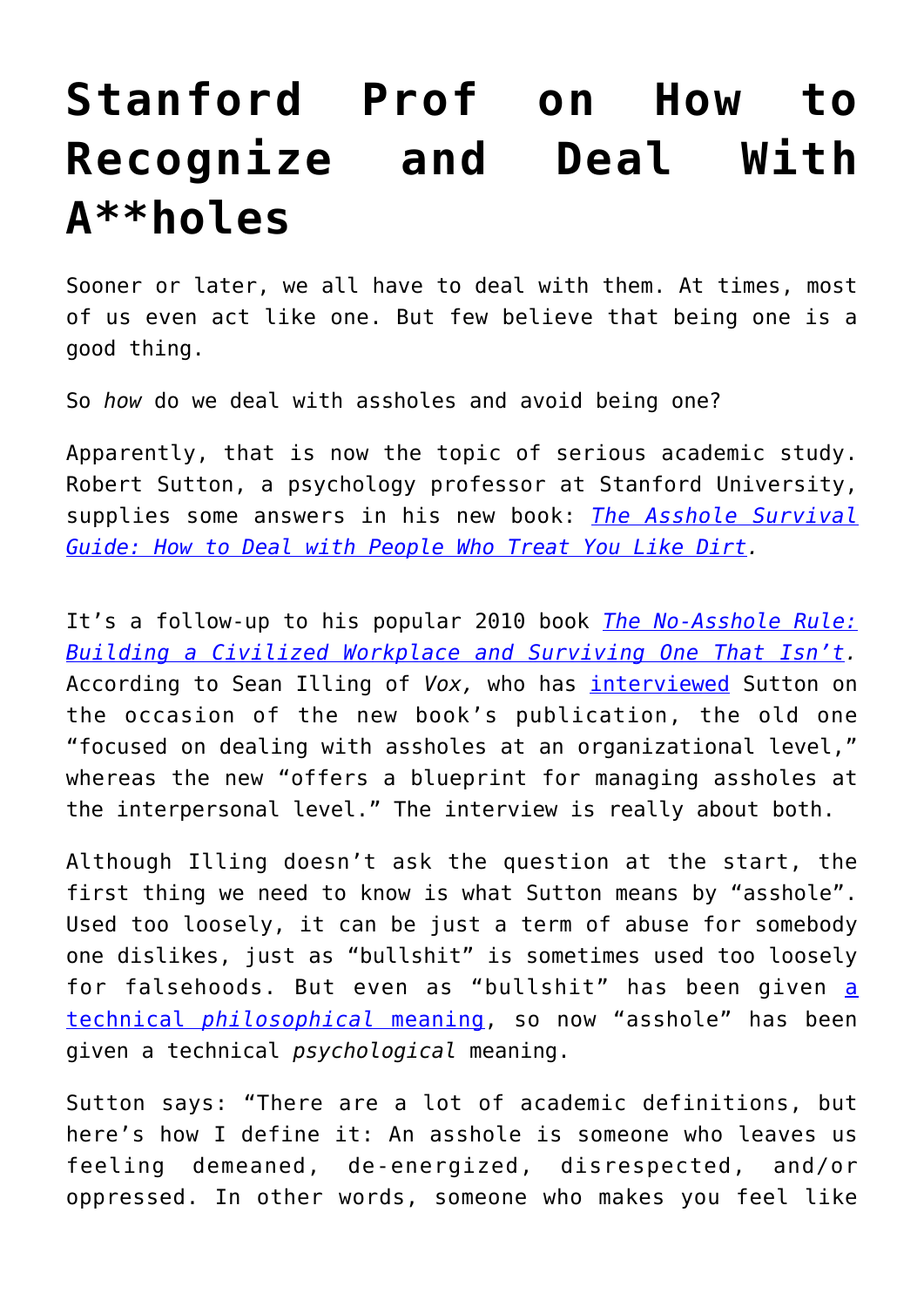# Stanford Prof on How to Recognize and Deal With A**holes

Sooner or later, we all have to deal with them. At times, most of us even act like one. But few believe that being one is a good thing.

So *how* do we deal with assholes and avoid being one?

Apparently, that is now the topic of serious academic study. Robert Sutton, a psychology professor at Stanford University, supplies some answers in his new book: *The Asshole Survival Guide: How to Deal with People Who Treat You Like Dirt.*

It's a follow-up to his popular 2010 book *The No-Asshole Rule: Building a Civilized Workplace and Surviving One That Isn't.* According to Sean Illing of *Vox,* who has interviewed Sutton on the occasion of the new book's publication, the old one "focused on dealing with assholes at an organizational level," whereas the new "offers a blueprint for managing assholes at the interpersonal level." The interview is really about both.

Although Illing doesn't ask the question at the start, the first thing we need to know is what Sutton means by "asshole". Used too loosely, it can be just a term of abuse for somebody one dislikes, just as "bullshit" is sometimes used too loosely for falsehoods. But even as "bullshit" has been given a technical *philosophical* meaning, so now "asshole" has been given a technical *psychological* meaning.

Sutton says: "There are a lot of academic definitions, but here's how I define it: An asshole is someone who leaves us feeling demeaned, de-energized, disrespected, and/or oppressed. In other words, someone who makes you feel like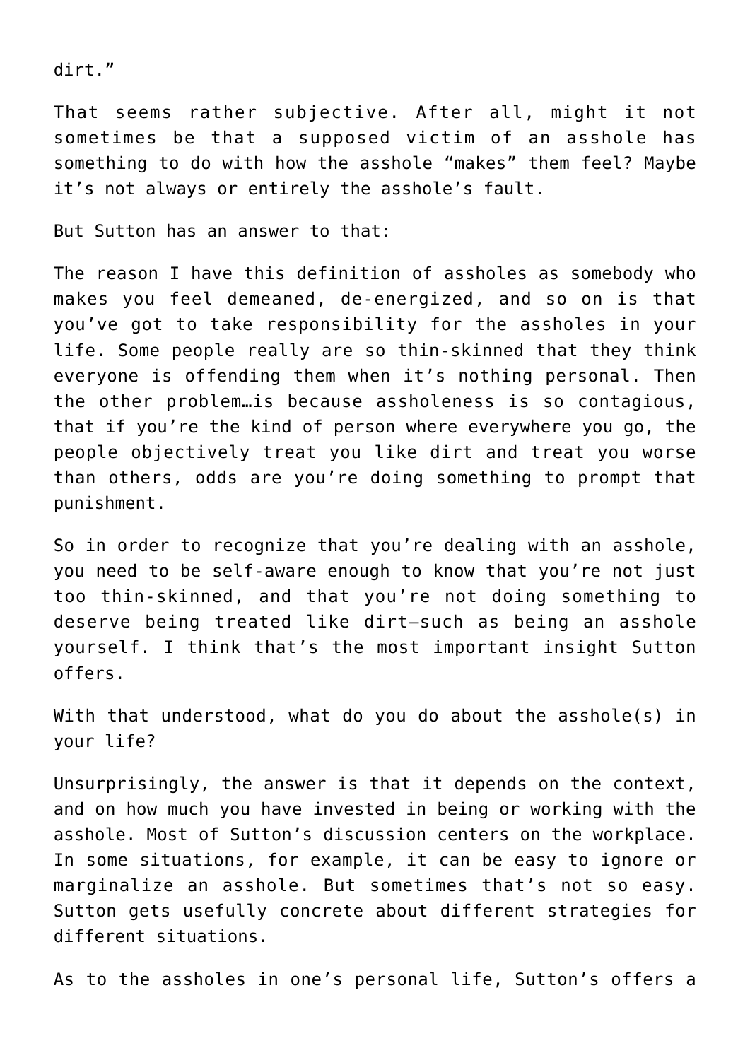dirt."

That seems rather subjective. After all, might it not sometimes be that a supposed victim of an asshole has something to do with how the asshole "makes" them feel? Maybe it's not always or entirely the asshole's fault.

But Sutton has an answer to that:

The reason I have this definition of assholes as somebody who makes you feel demeaned, de-energized, and so on is that you've got to take responsibility for the assholes in your life. Some people really are so thin-skinned that they think everyone is offending them when it's nothing personal. Then the other problem…is because assholeness is so contagious, that if you're the kind of person where everywhere you go, the people objectively treat you like dirt and treat you worse than others, odds are you're doing something to prompt that punishment.

So in order to recognize that you're dealing with an asshole, you need to be self-aware enough to know that you're not just too thin-skinned, and that you're not doing something to deserve being treated like dirt—such as being an asshole yourself. I think that's the most important insight Sutton offers.

With that understood, what do you do about the asshole(s) in your life?

Unsurprisingly, the answer is that it depends on the context, and on how much you have invested in being or working with the asshole. Most of Sutton's discussion centers on the workplace. In some situations, for example, it can be easy to ignore or marginalize an asshole. But sometimes that's not so easy. Sutton gets usefully concrete about different strategies for different situations.

As to the assholes in one's personal life, Sutton's offers a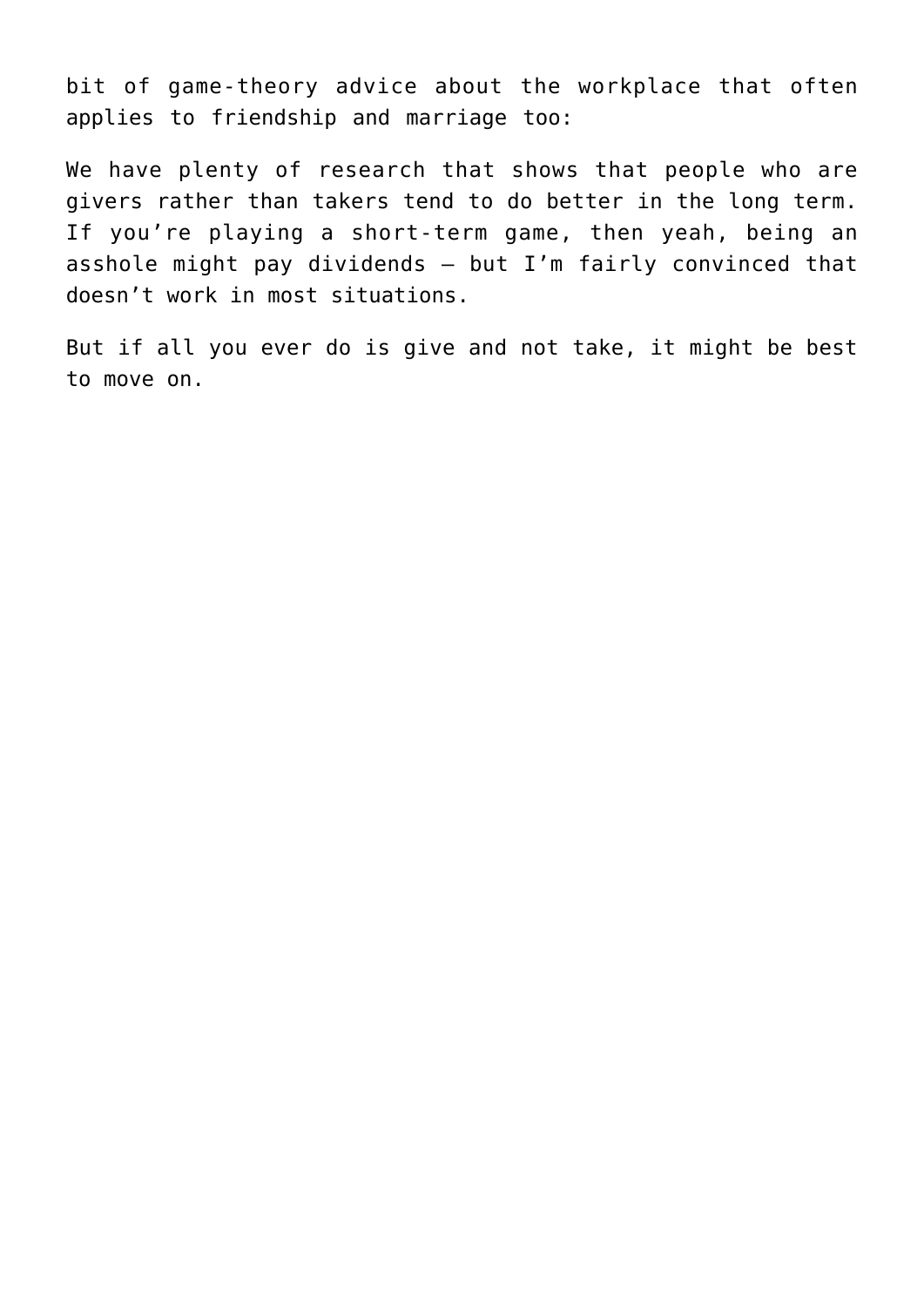bit of game-theory advice about the workplace that often applies to friendship and marriage too:

We have plenty of research that shows that people who are givers rather than takers tend to do better in the long term. If you're playing a short-term game, then yeah, being an asshole might pay dividends – but I'm fairly convinced that doesn't work in most situations.

But if all you ever do is give and not take, it might be best to move on.